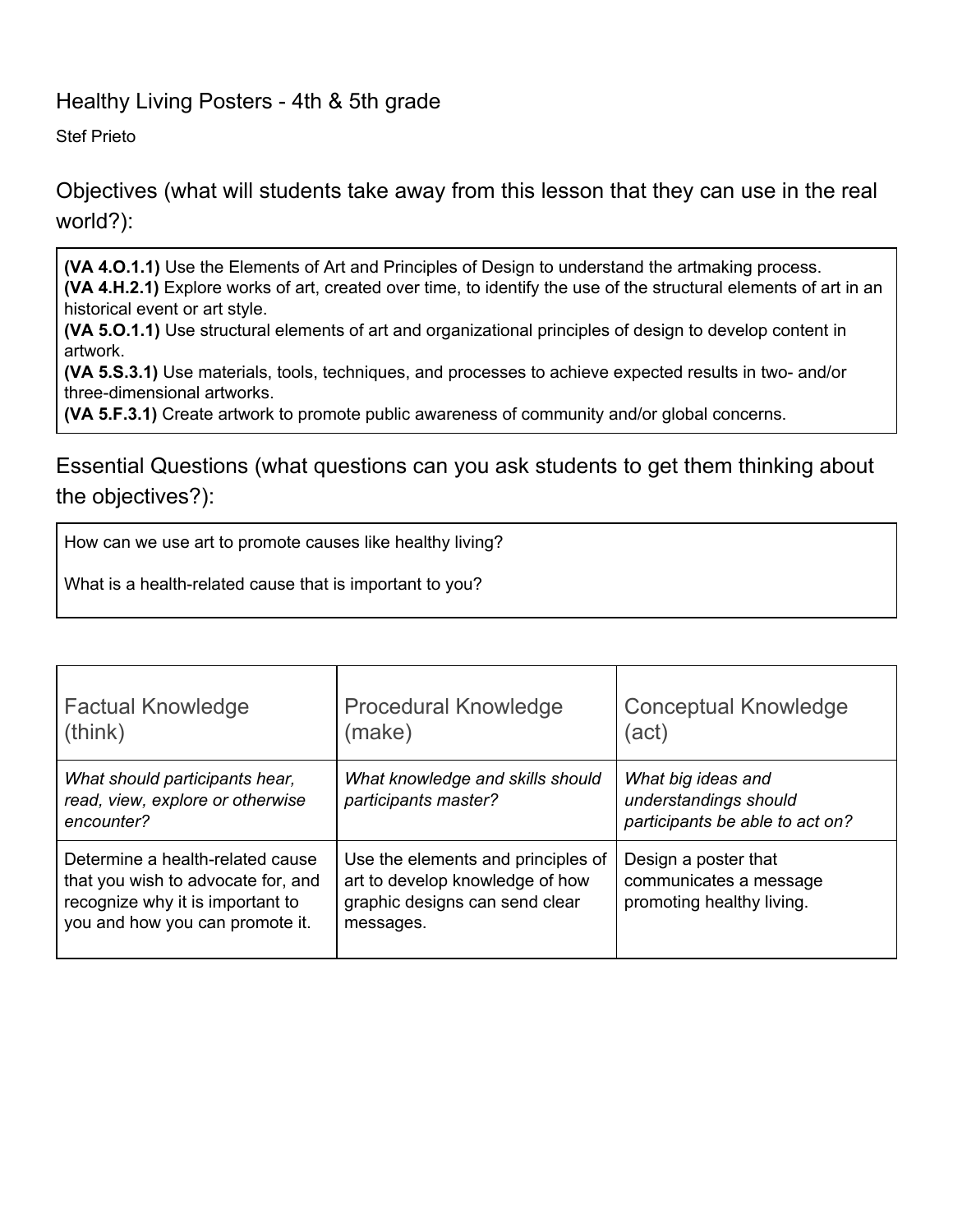# Healthy Living Posters - 4th & 5th grade

Stef Prieto

## Objectives (what will students take away from this lesson that they can use in the real world?):

**(VA 4.O.1.1)** Use the Elements of Art and Principles of Design to understand the artmaking process.
**(VA 4.H.2.1)** Explore works of art, created over time, to identify the use of the structural elements of art in an historical event or art style.
**(VA 5.O.1.1)** Use structural elements of art and organizational principles of design to develop content in artwork.
**(VA 5.S.3.1)** Use materials, tools, techniques, and processes to achieve expected results in two- and/or three-dimensional artworks.
**(VA 5.F.3.1)** Create artwork to promote public awareness of community and/or global concerns.

## Essential Questions (what questions can you ask students to get them thinking about the objectives?):

How can we use art to promote causes like healthy living?

What is a health-related cause that is important to you?

| Factual Knowledge (think) | Procedural Knowledge (make) | Conceptual Knowledge (act) |
|---|---|---|
| *What should participants hear, read, view, explore or otherwise encounter?* | *What knowledge and skills should participants master?* | *What big ideas and understandings should participants be able to act on?* |
| Determine a health-related cause that you wish to advocate for, and recognize why it is important to you and how you can promote it. | Use the elements and principles of art to develop knowledge of how graphic designs can send clear messages. | Design a poster that communicates a message promoting healthy living. |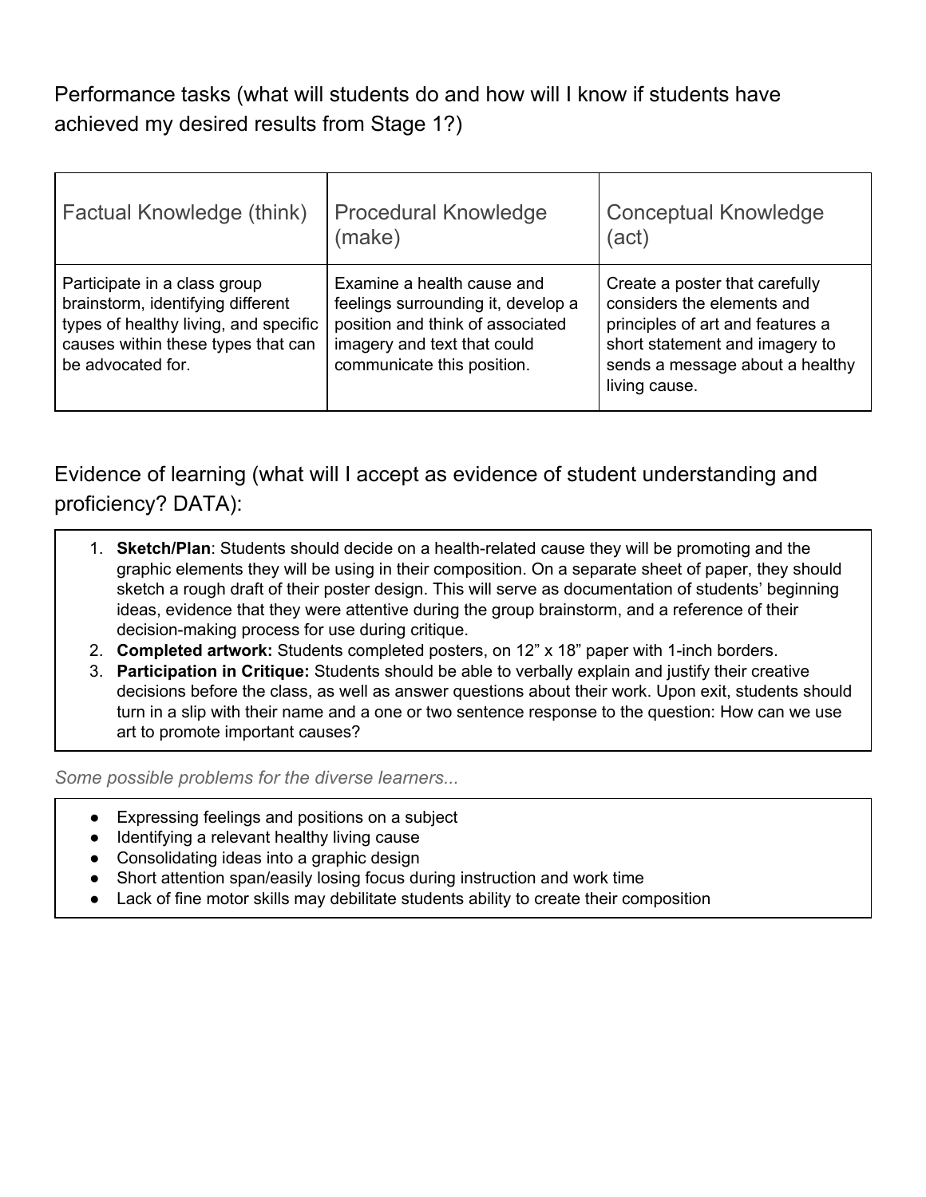## Performance tasks (what will students do and how will I know if students have achieved my desired results from Stage 1?)

| Factual Knowledge (think) | Procedural Knowledge (make) | Conceptual Knowledge (act) |
|---|---|---|
| Participate in a class group brainstorm, identifying different types of healthy living, and specific causes within these types that can be advocated for. | Examine a health cause and feelings surrounding it, develop a position and think of associated imagery and text that could communicate this position. | Create a poster that carefully considers the elements and principles of art and features a short statement and imagery to sends a message about a healthy living cause. |

## Evidence of learning (what will I accept as evidence of student understanding and proficiency? DATA):

1. **Sketch/Plan**: Students should decide on a health-related cause they will be promoting and the graphic elements they will be using in their composition. On a separate sheet of paper, they should sketch a rough draft of their poster design. This will serve as documentation of students' beginning ideas, evidence that they were attentive during the group brainstorm, and a reference of their decision-making process for use during critique.
2. **Completed artwork:** Students completed posters, on 12" x 18" paper with 1-inch borders.
3. **Participation in Critique:** Students should be able to verbally explain and justify their creative decisions before the class, as well as answer questions about their work. Upon exit, students should turn in a slip with their name and a one or two sentence response to the question: How can we use art to promote important causes?

*Some possible problems for the diverse learners...*

- Expressing feelings and positions on a subject
- Identifying a relevant healthy living cause
- Consolidating ideas into a graphic design
- Short attention span/easily losing focus during instruction and work time
- Lack of fine motor skills may debilitate students ability to create their composition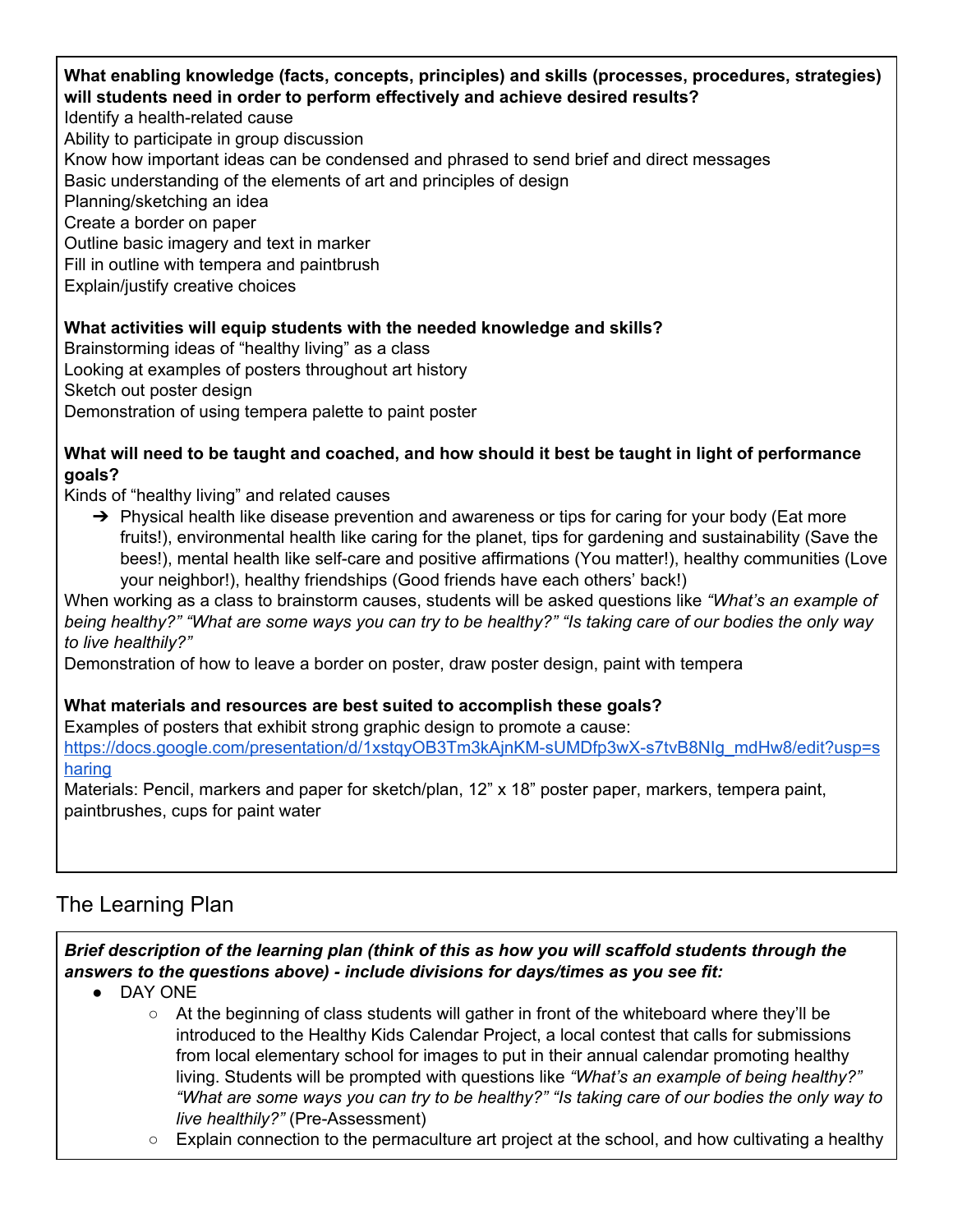**What enabling knowledge (facts, concepts, principles) and skills (processes, procedures, strategies) will students need in order to perform effectively and achieve desired results?**

Identify a health-related cause
Ability to participate in group discussion
Know how important ideas can be condensed and phrased to send brief and direct messages
Basic understanding of the elements of art and principles of design
Planning/sketching an idea
Create a border on paper
Outline basic imagery and text in marker
Fill in outline with tempera and paintbrush
Explain/justify creative choices

**What activities will equip students with the needed knowledge and skills?**

Brainstorming ideas of "healthy living" as a class
Looking at examples of posters throughout art history
Sketch out poster design
Demonstration of using tempera palette to paint poster

**What will need to be taught and coached, and how should it best be taught in light of performance goals?**

Kinds of "healthy living" and related causes

- ➔ Physical health like disease prevention and awareness or tips for caring for your body (Eat more fruits!), environmental health like caring for the planet, tips for gardening and sustainability (Save the bees!), mental health like self-care and positive affirmations (You matter!), healthy communities (Love your neighbor!), healthy friendships (Good friends have each others' back!)

When working as a class to brainstorm causes, students will be asked questions like *"What's an example of being healthy?" "What are some ways you can try to be healthy?" "Is taking care of our bodies the only way to live healthily?"*

Demonstration of how to leave a border on poster, draw poster design, paint with tempera

**What materials and resources are best suited to accomplish these goals?**

Examples of posters that exhibit strong graphic design to promote a cause:
https://docs.google.com/presentation/d/1xstqyOB3Tm3kAjnKM-sUMDfp3wX-s7tvB8NIg_mdHw8/edit?usp=sharing

Materials: Pencil, markers and paper for sketch/plan, 12" x 18" poster paper, markers, tempera paint, paintbrushes, cups for paint water

## The Learning Plan

***Brief description of the learning plan (think of this as how you will scaffold students through the answers to the questions above) - include divisions for days/times as you see fit:***

- DAY ONE
    - At the beginning of class students will gather in front of the whiteboard where they'll be introduced to the Healthy Kids Calendar Project, a local contest that calls for submissions from local elementary school for images to put in their annual calendar promoting healthy living. Students will be prompted with questions like *"What's an example of being healthy?" "What are some ways you can try to be healthy?" "Is taking care of our bodies the only way to live healthily?"* (Pre-Assessment)
    - Explain connection to the permaculture art project at the school, and how cultivating a healthy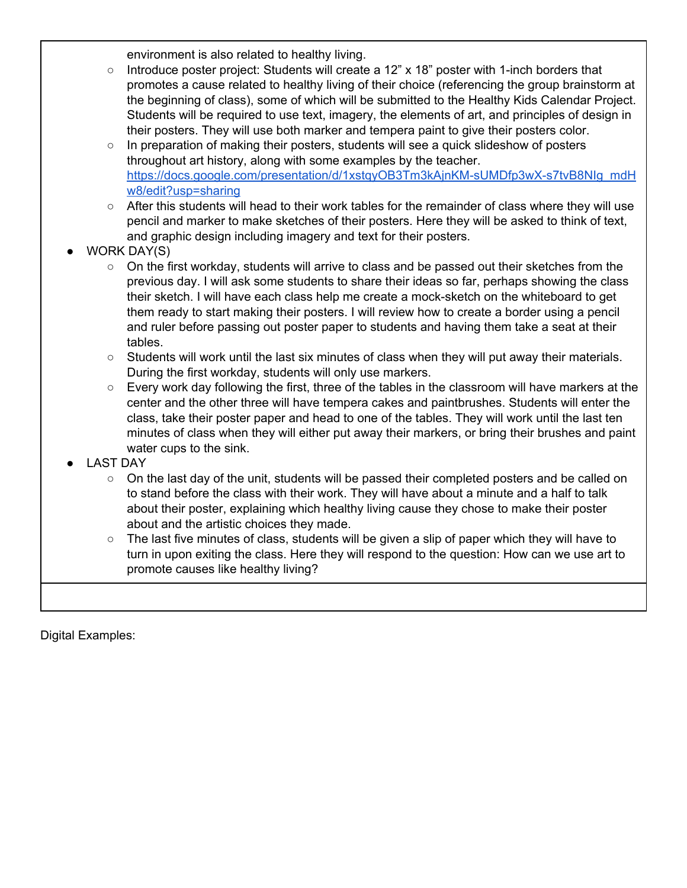environment is also related to healthy living.
    - Introduce poster project: Students will create a 12" x 18" poster with 1-inch borders that promotes a cause related to healthy living of their choice (referencing the group brainstorm at the beginning of class), some of which will be submitted to the Healthy Kids Calendar Project. Students will be required to use text, imagery, the elements of art, and principles of design in their posters. They will use both marker and tempera paint to give their posters color.
    - In preparation of making their posters, students will see a quick slideshow of posters throughout art history, along with some examples by the teacher. https://docs.google.com/presentation/d/1xstqyOB3Tm3kAjnKM-sUMDfp3wX-s7tvB8NIg_mdHw8/edit?usp=sharing
    - After this students will head to their work tables for the remainder of class where they will use pencil and marker to make sketches of their posters. Here they will be asked to think of text, and graphic design including imagery and text for their posters.
- WORK DAY(S)
    - On the first workday, students will arrive to class and be passed out their sketches from the previous day. I will ask some students to share their ideas so far, perhaps showing the class their sketch. I will have each class help me create a mock-sketch on the whiteboard to get them ready to start making their posters. I will review how to create a border using a pencil and ruler before passing out poster paper to students and having them take a seat at their tables.
    - Students will work until the last six minutes of class when they will put away their materials. During the first workday, students will only use markers.
    - Every work day following the first, three of the tables in the classroom will have markers at the center and the other three will have tempera cakes and paintbrushes. Students will enter the class, take their poster paper and head to one of the tables. They will work until the last ten minutes of class when they will either put away their markers, or bring their brushes and paint water cups to the sink.
- LAST DAY
    - On the last day of the unit, students will be passed their completed posters and be called on to stand before the class with their work. They will have about a minute and a half to talk about their poster, explaining which healthy living cause they chose to make their poster about and the artistic choices they made.
    - The last five minutes of class, students will be given a slip of paper which they will have to turn in upon exiting the class. Here they will respond to the question: How can we use art to promote causes like healthy living?

Digital Examples: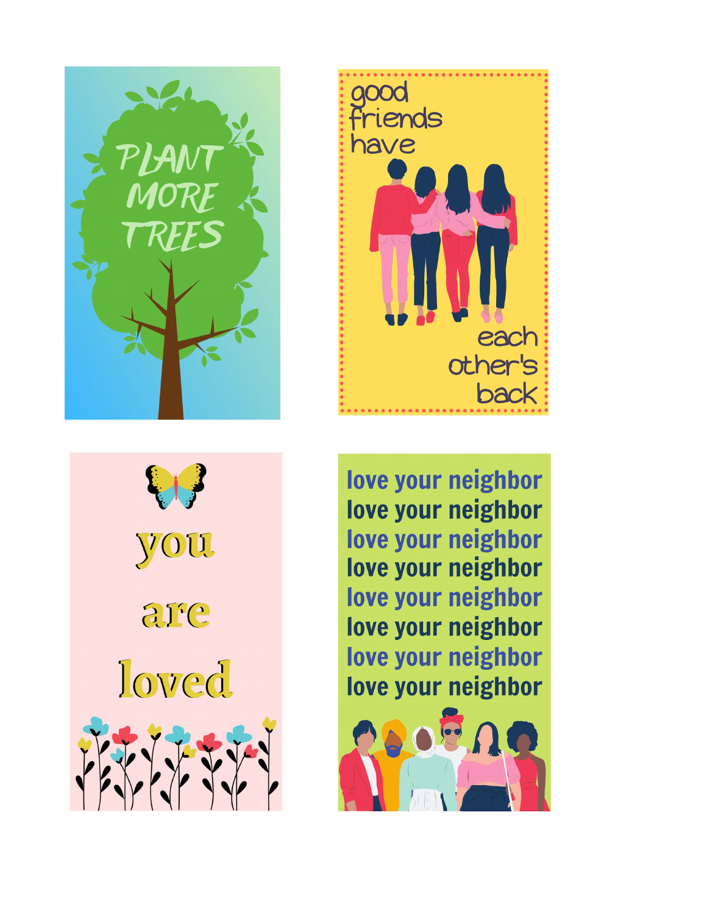PLANT MORE TREES

good friends have each other's back

you are loved

love your neighbor
love your neighbor
love your neighbor
love your neighbor
love your neighbor
love your neighbor
love your neighbor
love your neighbor